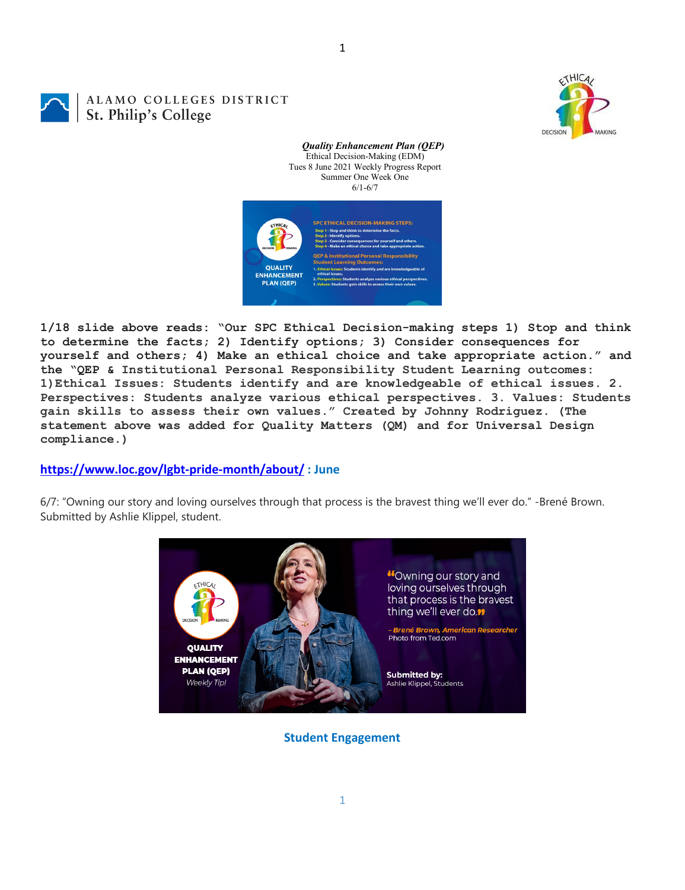ALAMO COLLEGES DISTRICT
St. Philip's College

***Quality Enhancement Plan (QEP)***
Ethical Decision-Making (EDM)
Tues 8 June 2021 Weekly Progress Report
Summer One Week One
6/1-6/7

**1/18 slide above reads: "Our SPC Ethical Decision-making steps 1) Stop and think to determine the facts; 2) Identify options; 3) Consider consequences for yourself and others; 4) Make an ethical choice and take appropriate action." and the "QEP & Institutional Personal Responsibility Student Learning outcomes: 1)Ethical Issues: Students identify and are knowledgeable of ethical issues. 2. Perspectives: Students analyze various ethical perspectives. 3. Values: Students gain skills to assess their own values." Created by Johnny Rodriguez. (The statement above was added for Quality Matters (QM) and for Universal Design compliance.)**

**https://www.loc.gov/lgbt-pride-month/about/ : June**

6/7: "Owning our story and loving ourselves through that process is the bravest thing we'll ever do." -Brené Brown. Submitted by Ashlie Klippel, student.

**Student Engagement**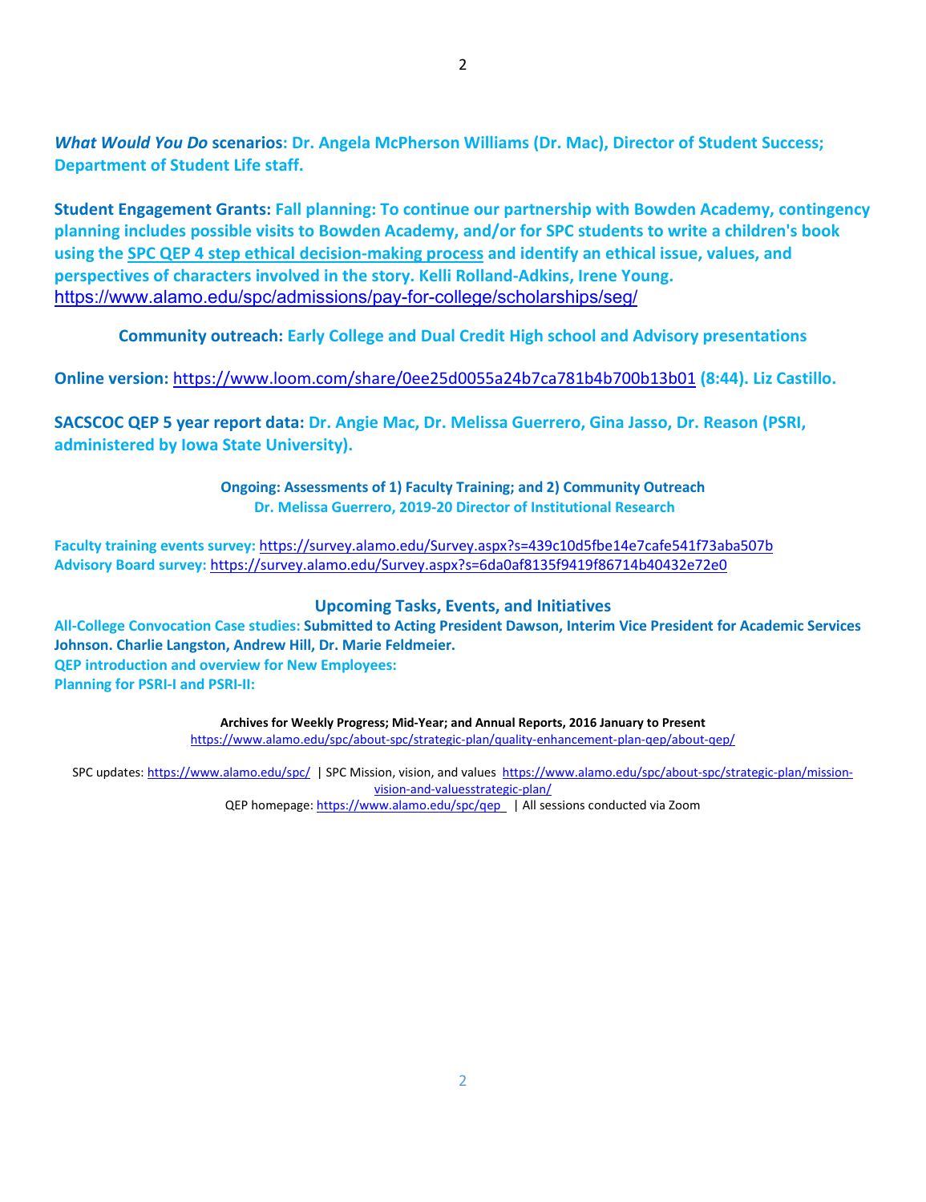***What Would You Do* scenarios: Dr. Angela McPherson Williams (Dr. Mac), Director of Student Success; Department of Student Life staff.**

**Student Engagement Grants: Fall planning: To continue our partnership with Bowden Academy, contingency planning includes possible visits to Bowden Academy, and/or for SPC students to write a children's book using the SPC QEP 4 step ethical decision-making process and identify an ethical issue, values, and perspectives of characters involved in the story. Kelli Rolland-Adkins, Irene Young.**
https://www.alamo.edu/spc/admissions/pay-for-college/scholarships/seg/

**Community outreach: Early College and Dual Credit High school and Advisory presentations**

**Online version:** https://www.loom.com/share/0ee25d0055a24b7ca781b4b700b13b01 **(8:44). Liz Castillo.**

**SACSCOC QEP 5 year report data: Dr. Angie Mac, Dr. Melissa Guerrero, Gina Jasso, Dr. Reason (PSRI, administered by Iowa State University).**

**Ongoing: Assessments of 1) Faculty Training; and 2) Community Outreach**
**Dr. Melissa Guerrero, 2019-20 Director of Institutional Research**

**Faculty training events survey:** https://survey.alamo.edu/Survey.aspx?s=439c10d5fbe14e7cafe541f73aba507b
**Advisory Board survey:** https://survey.alamo.edu/Survey.aspx?s=6da0af8135f9419f86714b40432e72e0

## Upcoming Tasks, Events, and Initiatives

**All-College Convocation Case studies: Submitted to Acting President Dawson, Interim Vice President for Academic Services Johnson. Charlie Langston, Andrew Hill, Dr. Marie Feldmeier.**
**QEP introduction and overview for New Employees:**
**Planning for PSRI-I and PSRI-II:**

**Archives for Weekly Progress; Mid-Year; and Annual Reports, 2016 January to Present**
https://www.alamo.edu/spc/about-spc/strategic-plan/quality-enhancement-plan-qep/about-qep/

SPC updates: https://www.alamo.edu/spc/ | SPC Mission, vision, and values https://www.alamo.edu/spc/about-spc/strategic-plan/mission-vision-and-valuesstrategic-plan/
QEP homepage: https://www.alamo.edu/spc/qep | All sessions conducted via Zoom